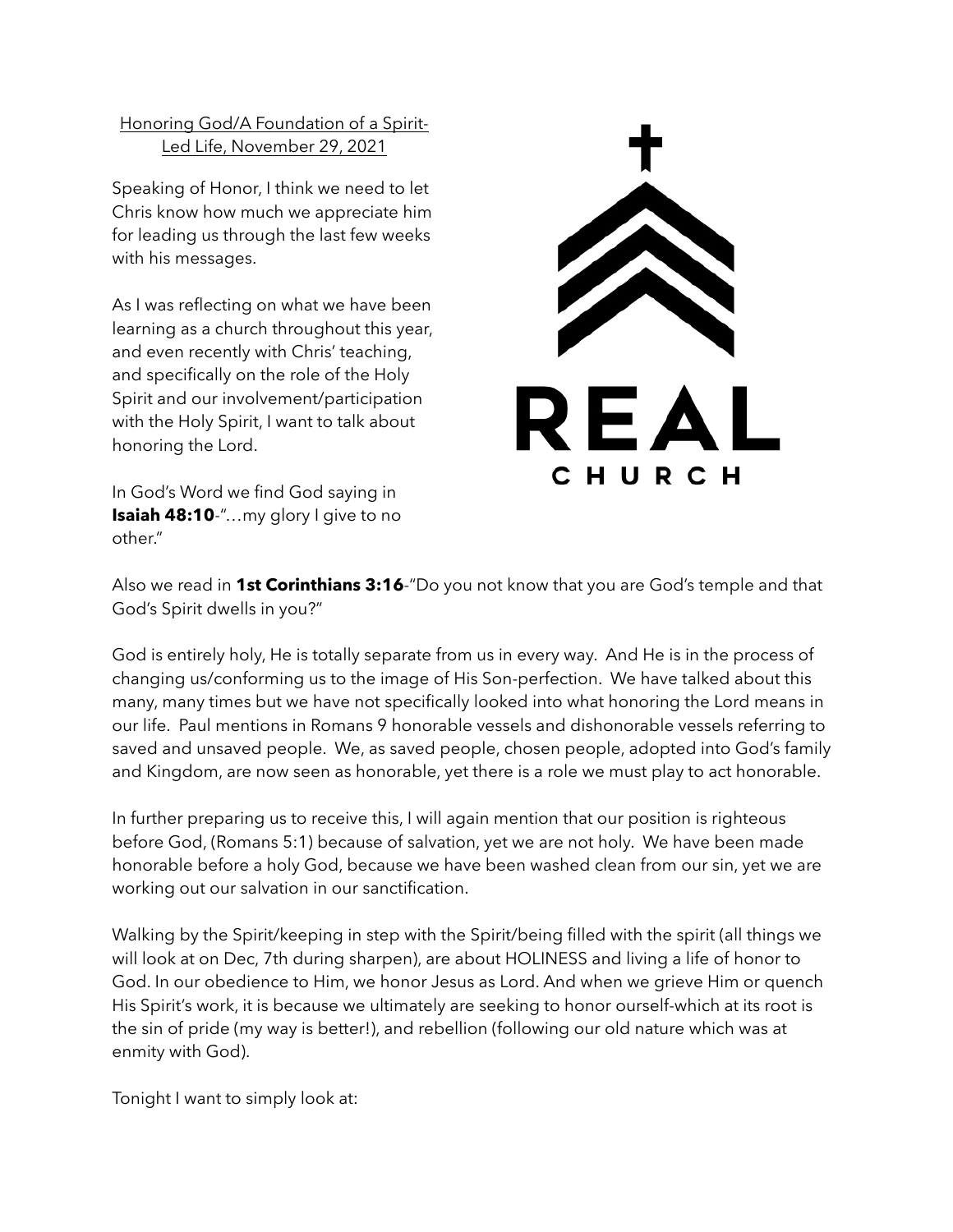<u>Honoring God/A Foundation of a Spirit-Led Life, November 29, 2021</u>

Speaking of Honor, I think we need to let Chris know how much we appreciate him for leading us through the last few weeks with his messages.

As I was reflecting on what we have been learning as a church throughout this year, and even recently with Chris' teaching, and specifically on the role of the Holy Spirit and our involvement/participation with the Holy Spirit, I want to talk about honoring the Lord.

In God's Word we find God saying in **Isaiah 48:10**-"…my glory I give to no other."

Also we read in **1st Corinthians 3:16**-"Do you not know that you are God's temple and that God's Spirit dwells in you?"

God is entirely holy, He is totally separate from us in every way. And He is in the process of changing us/conforming us to the image of His Son-perfection. We have talked about this many, many times but we have not specifically looked into what honoring the Lord means in our life. Paul mentions in Romans 9 honorable vessels and dishonorable vessels referring to saved and unsaved people. We, as saved people, chosen people, adopted into God's family and Kingdom, are now seen as honorable, yet there is a role we must play to act honorable.

In further preparing us to receive this, I will again mention that our position is righteous before God, (Romans 5:1) because of salvation, yet we are not holy. We have been made honorable before a holy God, because we have been washed clean from our sin, yet we are working out our salvation in our sanctification.

Walking by the Spirit/keeping in step with the Spirit/being filled with the spirit (all things we will look at on Dec, 7th during sharpen), are about HOLINESS and living a life of honor to God. In our obedience to Him, we honor Jesus as Lord. And when we grieve Him or quench His Spirit's work, it is because we ultimately are seeking to honor ourself-which at its root is the sin of pride (my way is better!), and rebellion (following our old nature which was at enmity with God).

Tonight I want to simply look at: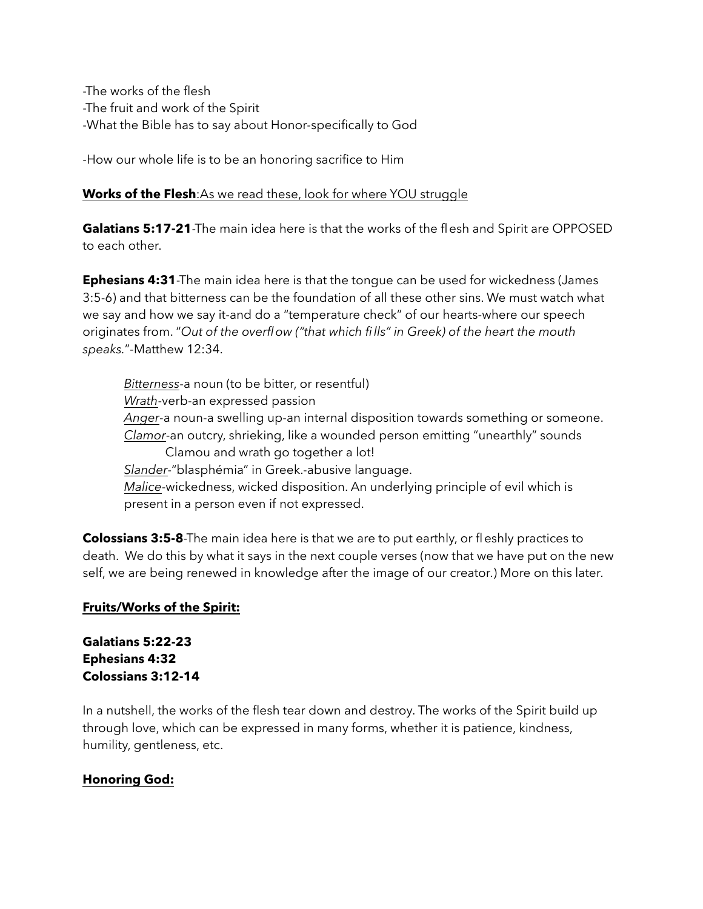-The works of the flesh
-The fruit and work of the Spirit
-What the Bible has to say about Honor-specifically to God

-How our whole life is to be an honoring sacrifice to Him

**<u>Works of the Flesh</u>**<u>:As we read these, look for where YOU struggle</u>

**Galatians 5:17-21**-The main idea here is that the works of the flesh and Spirit are OPPOSED to each other.

**Ephesians 4:31**-The main idea here is that the tongue can be used for wickedness (James 3:5-6) and that bitterness can be the foundation of all these other sins. We must watch what we say and how we say it-and do a "temperature check" of our hearts-where our speech originates from. "*Out of the overflow ("that which fills" in Greek) of the heart the mouth speaks*."-Matthew 12:34.

> *<u>Bitterness</u>*-a noun (to be bitter, or resentful)
> *<u>Wrath</u>*-verb-an expressed passion
> *<u>Anger</u>*-a noun-a swelling up-an internal disposition towards something or someone.
> *<u>Clamor</u>*-an outcry, shrieking, like a wounded person emitting "unearthly" sounds
> Clamou and wrath go together a lot!
> *<u>Slander</u>*-"blasphémia" in Greek.-abusive language.
> *<u>Malice</u>*-wickedness, wicked disposition. An underlying principle of evil which is present in a person even if not expressed.

**Colossians 3:5-8**-The main idea here is that we are to put earthly, or fleshly practices to death. We do this by what it says in the next couple verses (now that we have put on the new self, we are being renewed in knowledge after the image of our creator.) More on this later.

**<u>Fruits/Works of the Spirit:</u>**

**Galatians 5:22-23**
**Ephesians 4:32**
**Colossians 3:12-14**

In a nutshell, the works of the flesh tear down and destroy. The works of the Spirit build up through love, which can be expressed in many forms, whether it is patience, kindness, humility, gentleness, etc.

**<u>Honoring God:</u>**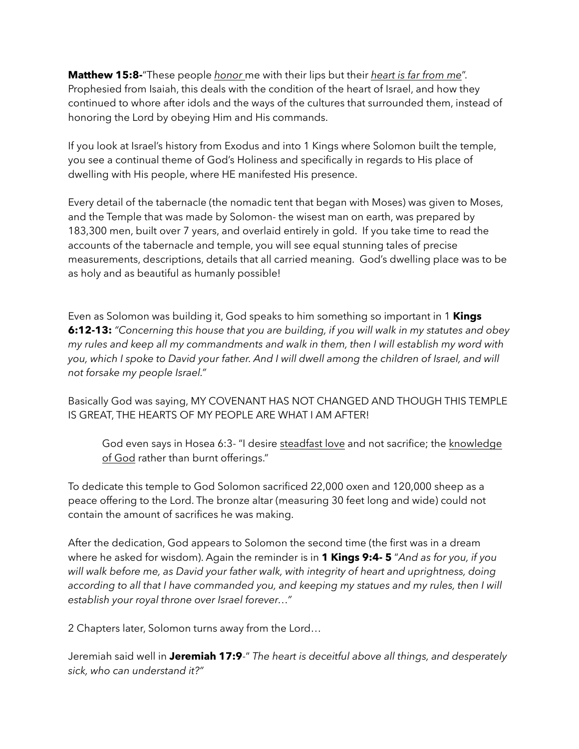**Matthew 15:8-**"These people <u>honor</u> me with their lips but their *<u>heart is far from me</u>*". Prophesied from Isaiah, this deals with the condition of the heart of Israel, and how they continued to whore after idols and the ways of the cultures that surrounded them, instead of honoring the Lord by obeying Him and His commands.

If you look at Israel's history from Exodus and into 1 Kings where Solomon built the temple, you see a continual theme of God's Holiness and specifically in regards to His place of dwelling with His people, where HE manifested His presence.

Every detail of the tabernacle (the nomadic tent that began with Moses) was given to Moses, and the Temple that was made by Solomon- the wisest man on earth, was prepared by 183,300 men, built over 7 years, and overlaid entirely in gold. If you take time to read the accounts of the tabernacle and temple, you will see equal stunning tales of precise measurements, descriptions, details that all carried meaning. God's dwelling place was to be as holy and as beautiful as humanly possible!

Even as Solomon was building it, God speaks to him something so important in 1 **Kings 6:12-13:** *"Concerning this house that you are building, if you will walk in my statutes and obey my rules and keep all my commandments and walk in them, then I will establish my word with you, which I spoke to David your father. And I will dwell among the children of Israel, and will not forsake my people Israel."*

Basically God was saying, MY COVENANT HAS NOT CHANGED AND THOUGH THIS TEMPLE IS GREAT, THE HEARTS OF MY PEOPLE ARE WHAT I AM AFTER!

> God even says in Hosea 6:3- "I desire <u>steadfast love</u> and not sacrifice; the <u>knowledge of God</u> rather than burnt offerings."

To dedicate this temple to God Solomon sacrificed 22,000 oxen and 120,000 sheep as a peace offering to the Lord. The bronze altar (measuring 30 feet long and wide) could not contain the amount of sacrifices he was making.

After the dedication, God appears to Solomon the second time (the first was in a dream where he asked for wisdom). Again the reminder is in **1 Kings 9:4- 5** "*And as for you, if you will walk before me, as David your father walk, with integrity of heart and uprightness, doing according to all that I have commanded you, and keeping my statues and my rules, then I will establish your royal throne over Israel forever…"*

2 Chapters later, Solomon turns away from the Lord…

Jeremiah said well in **Jeremiah 17:9**-" *The heart is deceitful above all things, and desperately sick, who can understand it?"*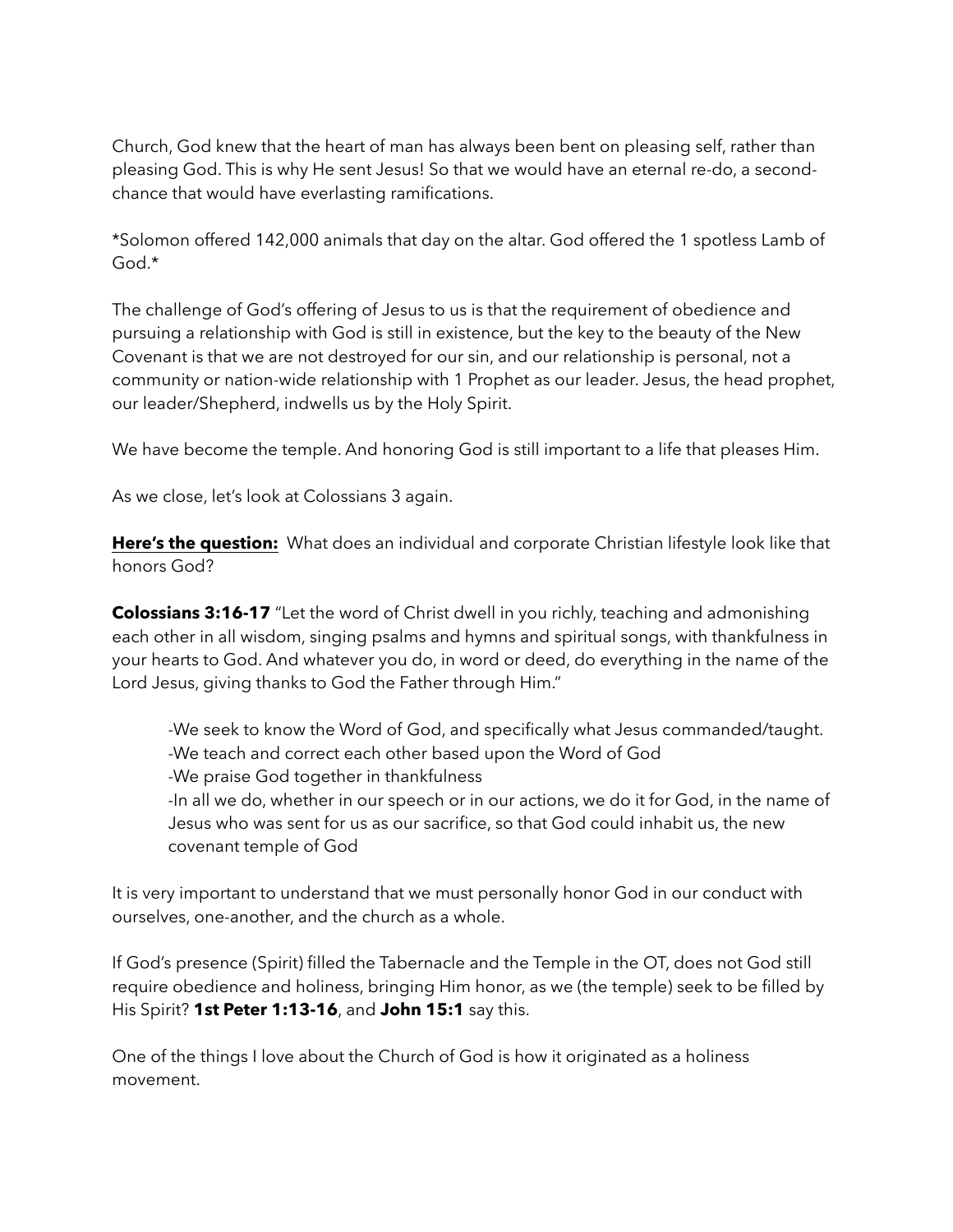Church, God knew that the heart of man has always been bent on pleasing self, rather than pleasing God. This is why He sent Jesus! So that we would have an eternal re-do, a second-chance that would have everlasting ramifications.

*Solomon offered 142,000 animals that day on the altar. God offered the 1 spotless Lamb of God.*

The challenge of God's offering of Jesus to us is that the requirement of obedience and pursuing a relationship with God is still in existence, but the key to the beauty of the New Covenant is that we are not destroyed for our sin, and our relationship is personal, not a community or nation-wide relationship with 1 Prophet as our leader. Jesus, the head prophet, our leader/Shepherd, indwells us by the Holy Spirit.

We have become the temple. And honoring God is still important to a life that pleases Him.

As we close, let's look at Colossians 3 again.

**Here's the question:** What does an individual and corporate Christian lifestyle look like that honors God?

**Colossians 3:16-17** "Let the word of Christ dwell in you richly, teaching and admonishing each other in all wisdom, singing psalms and hymns and spiritual songs, with thankfulness in your hearts to God. And whatever you do, in word or deed, do everything in the name of the Lord Jesus, giving thanks to God the Father through Him."

> -We seek to know the Word of God, and specifically what Jesus commanded/taught.
> -We teach and correct each other based upon the Word of God
> -We praise God together in thankfulness
> -In all we do, whether in our speech or in our actions, we do it for God, in the name of Jesus who was sent for us as our sacrifice, so that God could inhabit us, the new covenant temple of God

It is very important to understand that we must personally honor God in our conduct with ourselves, one-another, and the church as a whole.

If God's presence (Spirit) filled the Tabernacle and the Temple in the OT, does not God still require obedience and holiness, bringing Him honor, as we (the temple) seek to be filled by His Spirit? **1st Peter 1:13-16**, and **John 15:1** say this.

One of the things I love about the Church of God is how it originated as a holiness movement.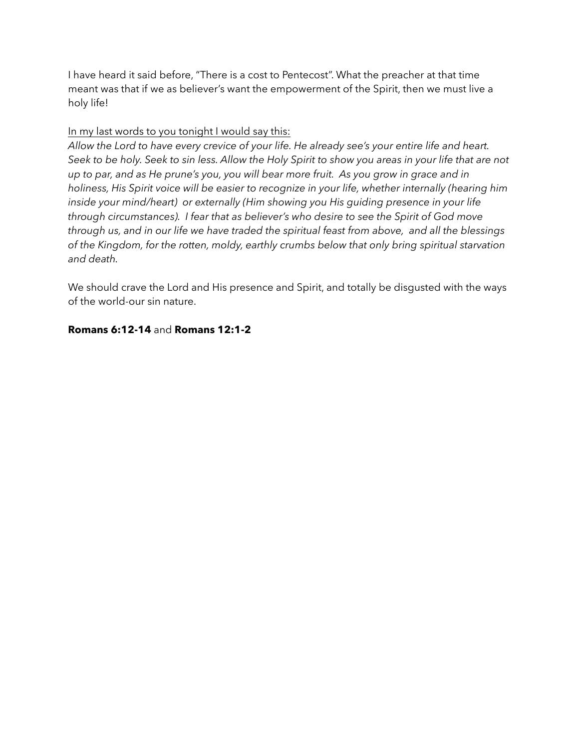I have heard it said before, “There is a cost to Pentecost”. What the preacher at that time meant was that if we as believer’s want the empowerment of the Spirit, then we must live a holy life!

<u>In my last words to you tonight I would say this:</u>

*Allow the Lord to have every crevice of your life. He already see’s your entire life and heart. Seek to be holy. Seek to sin less. Allow the Holy Spirit to show you areas in your life that are not up to par, and as He prune’s you, you will bear more fruit. As you grow in grace and in holiness, His Spirit voice will be easier to recognize in your life, whether internally (hearing him inside your mind/heart) or externally (Him showing you His guiding presence in your life through circumstances). I fear that as believer’s who desire to see the Spirit of God move through us, and in our life we have traded the spiritual feast from above, and all the blessings of the Kingdom, for the rotten, moldy, earthly crumbs below that only bring spiritual starvation and death.*

We should crave the Lord and His presence and Spirit, and totally be disgusted with the ways of the world-our sin nature.

**Romans 6:12-14** and **Romans 12:1-2**